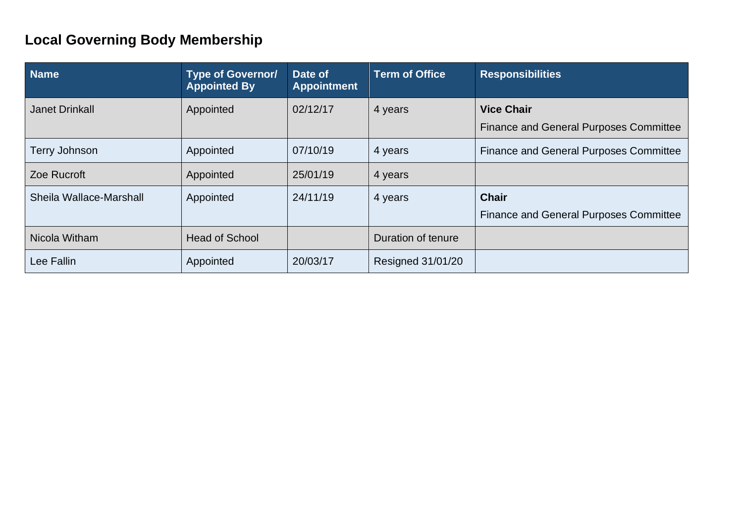# Local Governing Body Membership

| Name | Type of Governor/ Appointed By | Date of Appointment | Term of Office | Responsibilities |
|---|---|---|---|---|
| Janet Drinkall | Appointed | 02/12/17 | 4 years | **Vice Chair**<br>Finance and General Purposes Committee |
| Terry Johnson | Appointed | 07/10/19 | 4 years | Finance and General Purposes Committee |
| Zoe Rucroft | Appointed | 25/01/19 | 4 years | |
| Sheila Wallace-Marshall | Appointed | 24/11/19 | 4 years | **Chair**<br>Finance and General Purposes Committee |
| Nicola Witham | Head of School | | Duration of tenure | |
| Lee Fallin | Appointed | 20/03/17 | Resigned 31/01/20 | |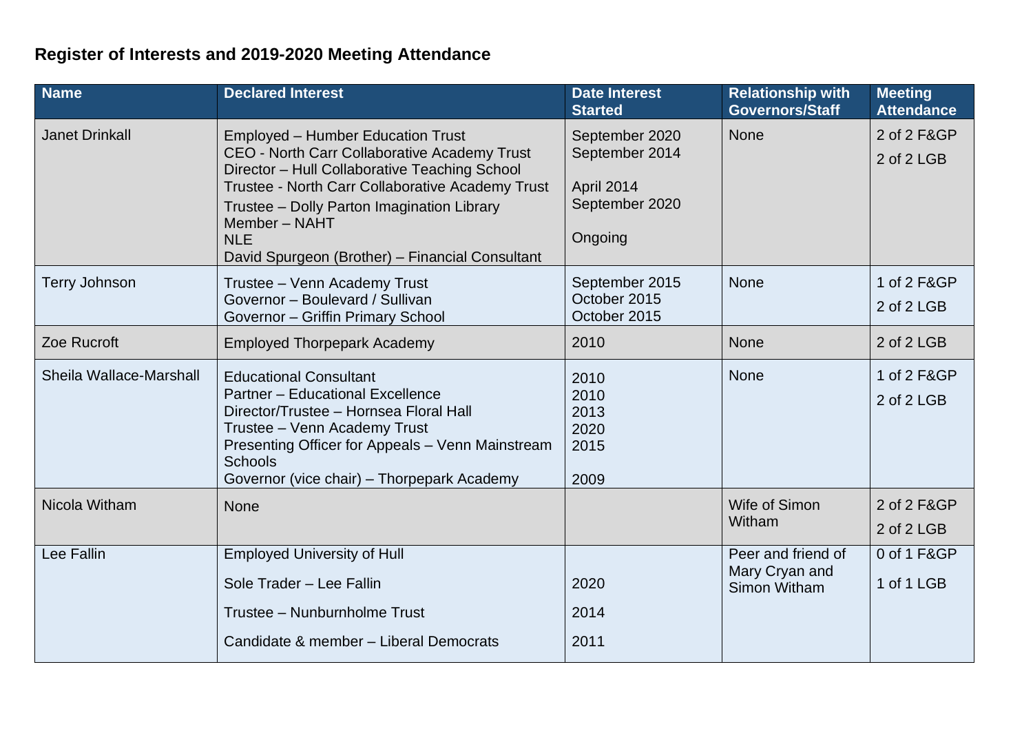## Register of Interests and 2019-2020 Meeting Attendance

| Name | Declared Interest | Date Interest Started | Relationship with Governors/Staff | Meeting Attendance |
|---|---|---|---|---|
| Janet Drinkall | Employed – Humber Education Trust<br>CEO - North Carr Collaborative Academy Trust<br>Director – Hull Collaborative Teaching School<br>Trustee - North Carr Collaborative Academy Trust<br>Trustee – Dolly Parton Imagination Library<br>Member – NAHT<br>NLE<br>David Spurgeon (Brother) – Financial Consultant | September 2020<br>September 2014<br><br>April 2014<br>September 2020<br><br>Ongoing | None | 2 of 2 F&GP<br>2 of 2 LGB |
| Terry Johnson | Trustee – Venn Academy Trust<br>Governor – Boulevard / Sullivan<br>Governor – Griffin Primary School | September 2015<br>October 2015<br>October 2015 | None | 1 of 2 F&GP<br>2 of 2 LGB |
| Zoe Rucroft | Employed Thorpepark Academy | 2010 | None | 2 of 2 LGB |
| Sheila Wallace-Marshall | Educational Consultant<br>Partner – Educational Excellence<br>Director/Trustee – Hornsea Floral Hall<br>Trustee – Venn Academy Trust<br>Presenting Officer for Appeals – Venn Mainstream Schools<br>Governor (vice chair) – Thorpepark Academy | 2010<br>2010<br>2013<br>2020<br>2015<br><br>2009 | None | 1 of 2 F&GP<br>2 of 2 LGB |
| Nicola Witham | None | | Wife of Simon Witham | 2 of 2 F&GP<br>2 of 2 LGB |
| Lee Fallin | Employed University of Hull<br>Sole Trader – Lee Fallin<br>Trustee – Nunburnholme Trust<br>Candidate & member – Liberal Democrats | <br>2020<br>2014<br>2011 | Peer and friend of Mary Cryan and Simon Witham | 0 of 1 F&GP<br>1 of 1 LGB |